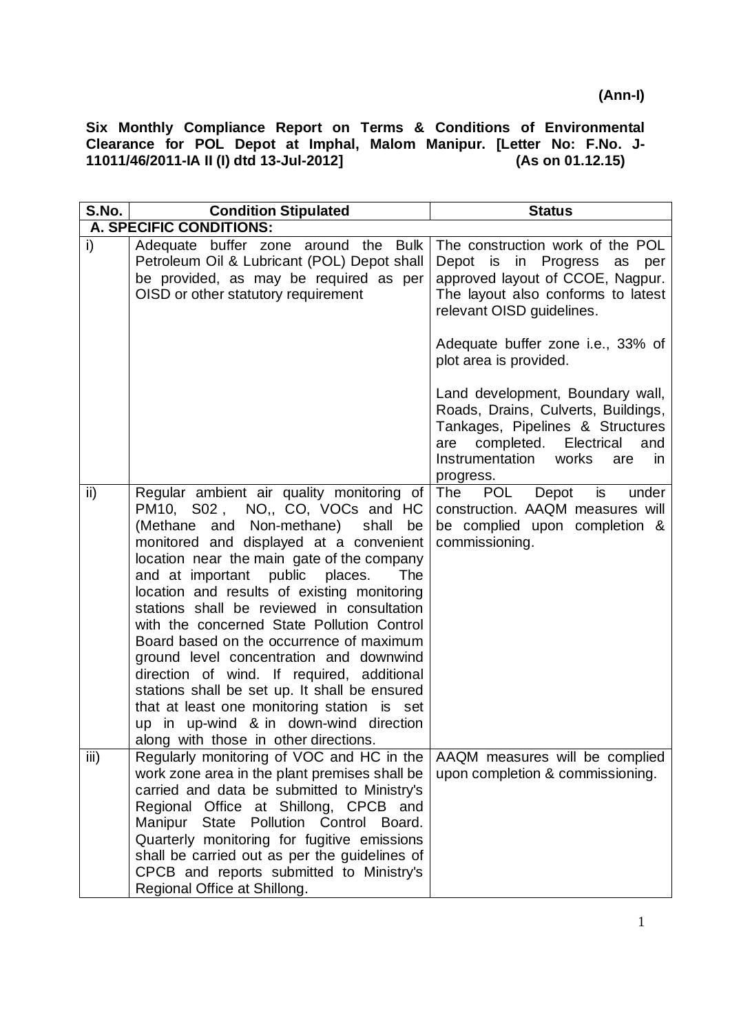**(Ann-I)**

**Six Monthly Compliance Report on Terms & Conditions of Environmental Clearance for POL Depot at Imphal, Malom Manipur. [Letter No: F.No. J-11011/46/2011-IA II (I) dtd 13-Jul-2012] (As on 01.12.15)**

| S.No. | Condition Stipulated | Status |
|---|---|---|
| **A. SPECIFIC CONDITIONS:** | | |
| i) | Adequate buffer zone around the Bulk Petroleum Oil & Lubricant (POL) Depot shall be provided, as may be required as per OISD or other statutory requirement | The construction work of the POL Depot is in Progress as per approved layout of CCOE, Nagpur. The layout also conforms to latest relevant OISD guidelines.<br><br>Adequate buffer zone i.e., 33% of plot area is provided.<br><br>Land development, Boundary wall, Roads, Drains, Culverts, Buildings, Tankages, Pipelines & Structures are completed. Electrical and Instrumentation works are in progress. |
| ii) | Regular ambient air quality monitoring of PM10, S02 , NO,, CO, VOCs and HC (Methane and Non-methane) shall be monitored and displayed at a convenient location near the main gate of the company and at important public places. The location and results of existing monitoring stations shall be reviewed in consultation with the concerned State Pollution Control Board based on the occurrence of maximum ground level concentration and downwind direction of wind. If required, additional stations shall be set up. It shall be ensured that at least one monitoring station is set up in up-wind & in down-wind direction along with those in other directions. | The POL Depot is under construction. AAQM measures will be complied upon completion & commissioning. |
| iii) | Regularly monitoring of VOC and HC in the work zone area in the plant premises shall be carried and data be submitted to Ministry's Regional Office at Shillong, CPCB and Manipur State Pollution Control Board. Quarterly monitoring for fugitive emissions shall be carried out as per the guidelines of CPCB and reports submitted to Ministry's Regional Office at Shillong. | AAQM measures will be complied upon completion & commissioning. |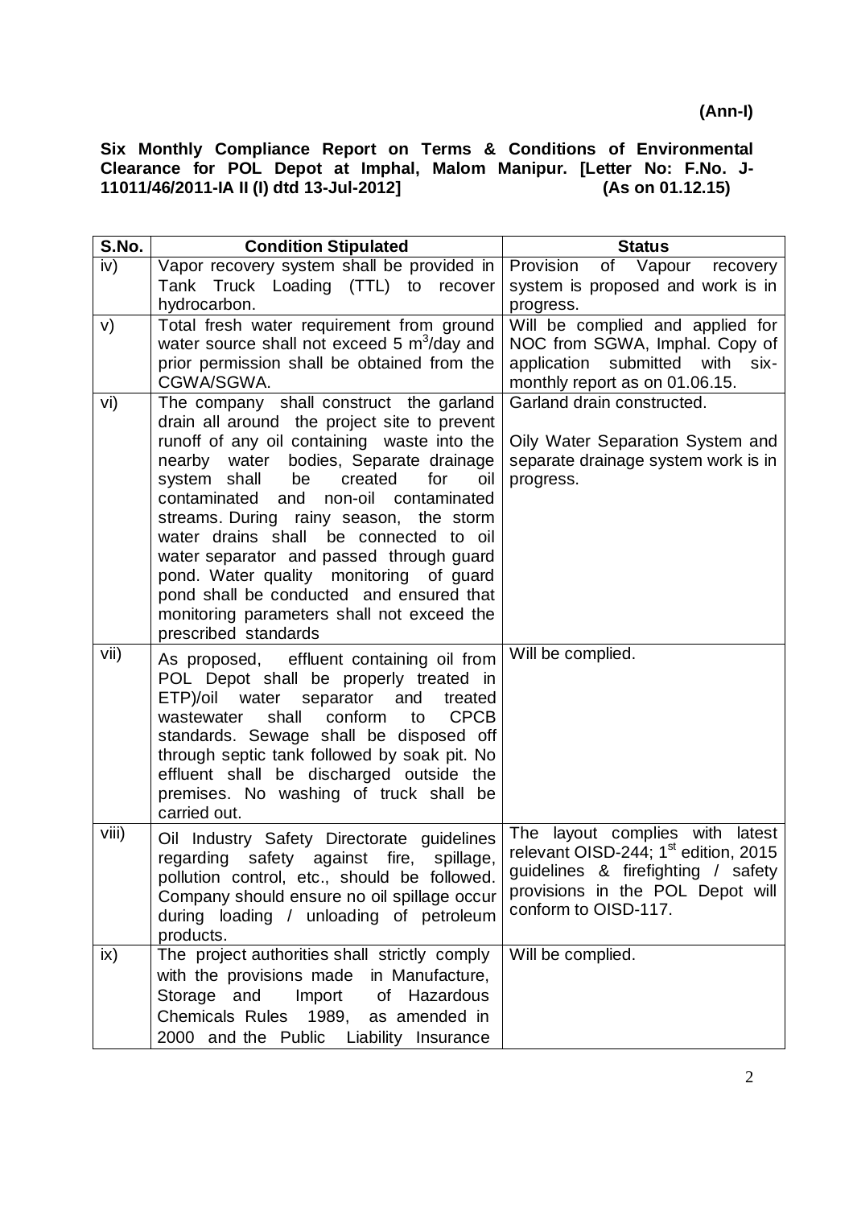**(Ann-I)**

**Six Monthly Compliance Report on Terms & Conditions of Environmental Clearance for POL Depot at Imphal, Malom Manipur. [Letter No: F.No. J-11011/46/2011-IA II (I) dtd 13-Jul-2012] (As on 01.12.15)**

| S.No. | Condition Stipulated | Status |
|---|---|---|
| iv) | Vapor recovery system shall be provided in Tank Truck Loading (TTL) to recover hydrocarbon. | Provision of Vapour recovery system is proposed and work is in progress. |
| v) | Total fresh water requirement from ground water source shall not exceed 5 $m^3$/day and prior permission shall be obtained from the CGWA/SGWA. | Will be complied and applied for NOC from SGWA, Imphal. Copy of application submitted with six-monthly report as on 01.06.15. |
| vi) | The company shall construct the garland drain all around the project site to prevent runoff of any oil containing waste into the nearby water bodies, Separate drainage system shall be created for oil contaminated and non-oil contaminated streams. During rainy season, the storm water drains shall be connected to oil water separator and passed through guard pond. Water quality monitoring of guard pond shall be conducted and ensured that monitoring parameters shall not exceed the prescribed standards | Garland drain constructed.<br><br>Oily Water Separation System and separate drainage system work is in progress. |
| vii) | As proposed, effluent containing oil from POL Depot shall be properly treated in ETP)/oil water separator and treated wastewater shall conform to CPCB standards. Sewage shall be disposed off through septic tank followed by soak pit. No effluent shall be discharged outside the premises. No washing of truck shall be carried out. | Will be complied. |
| viii) | Oil Industry Safety Directorate guidelines regarding safety against fire, spillage, pollution control, etc., should be followed. Company should ensure no oil spillage occur during loading / unloading of petroleum products. | The layout complies with latest relevant OISD-244; 1st edition, 2015 guidelines & firefighting / safety provisions in the POL Depot will conform to OISD-117. |
| ix) | The project authorities shall strictly comply with the provisions made in Manufacture, Storage and Import of Hazardous Chemicals Rules 1989, as amended in 2000 and the Public Liability Insurance | Will be complied. |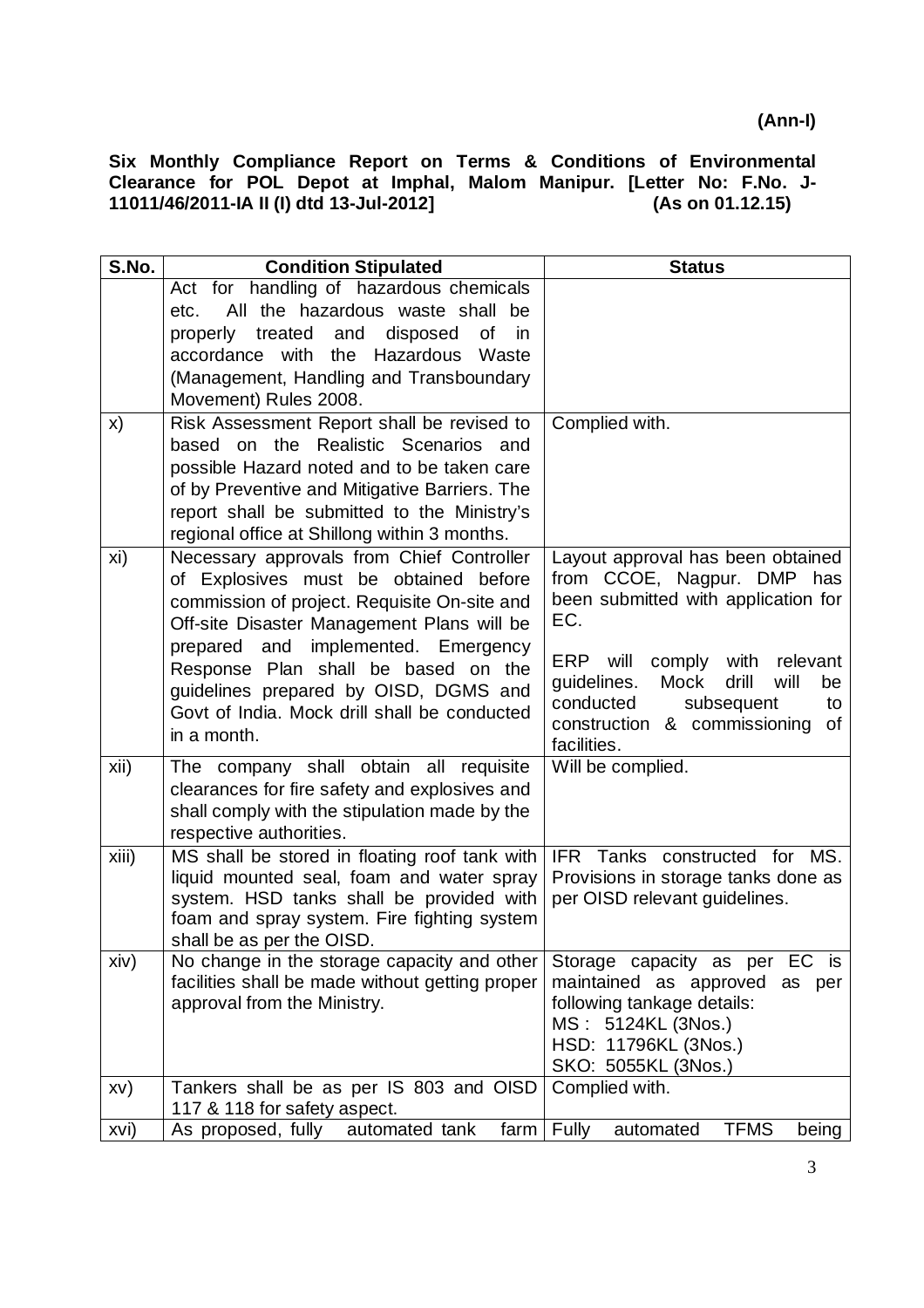**(Ann-I)**

**Six Monthly Compliance Report on Terms & Conditions of Environmental Clearance for POL Depot at Imphal, Malom Manipur. [Letter No: F.No. J-11011/46/2011-IA II (I) dtd 13-Jul-2012] (As on 01.12.15)**

| S.No. | Condition Stipulated | Status |
|---|---|---|
| | Act for handling of hazardous chemicals etc. All the hazardous waste shall be properly treated and disposed of in accordance with the Hazardous Waste (Management, Handling and Transboundary Movement) Rules 2008. | |
| x) | Risk Assessment Report shall be revised to based on the Realistic Scenarios and possible Hazard noted and to be taken care of by Preventive and Mitigative Barriers. The report shall be submitted to the Ministry's regional office at Shillong within 3 months. | Complied with. |
| xi) | Necessary approvals from Chief Controller of Explosives must be obtained before commission of project. Requisite On-site and Off-site Disaster Management Plans will be prepared and implemented. Emergency Response Plan shall be based on the guidelines prepared by OISD, DGMS and Govt of India. Mock drill shall be conducted in a month. | Layout approval has been obtained from CCOE, Nagpur. DMP has been submitted with application for EC.<br><br>ERP will comply with relevant guidelines. Mock drill will be conducted subsequent to construction & commissioning of facilities. |
| xii) | The company shall obtain all requisite clearances for fire safety and explosives and shall comply with the stipulation made by the respective authorities. | Will be complied. |
| xiii) | MS shall be stored in floating roof tank with liquid mounted seal, foam and water spray system. HSD tanks shall be provided with foam and spray system. Fire fighting system shall be as per the OISD. | IFR Tanks constructed for MS. Provisions in storage tanks done as per OISD relevant guidelines. |
| xiv) | No change in the storage capacity and other facilities shall be made without getting proper approval from the Ministry. | Storage capacity as per EC is maintained as approved as per following tankage details:<br>MS : 5124KL (3Nos.)<br>HSD: 11796KL (3Nos.)<br>SKO: 5055KL (3Nos.) |
| xv) | Tankers shall be as per IS 803 and OISD 117 & 118 for safety aspect. | Complied with. |
| xvi) | As proposed, fully automated tank farm | Fully automated TFMS being |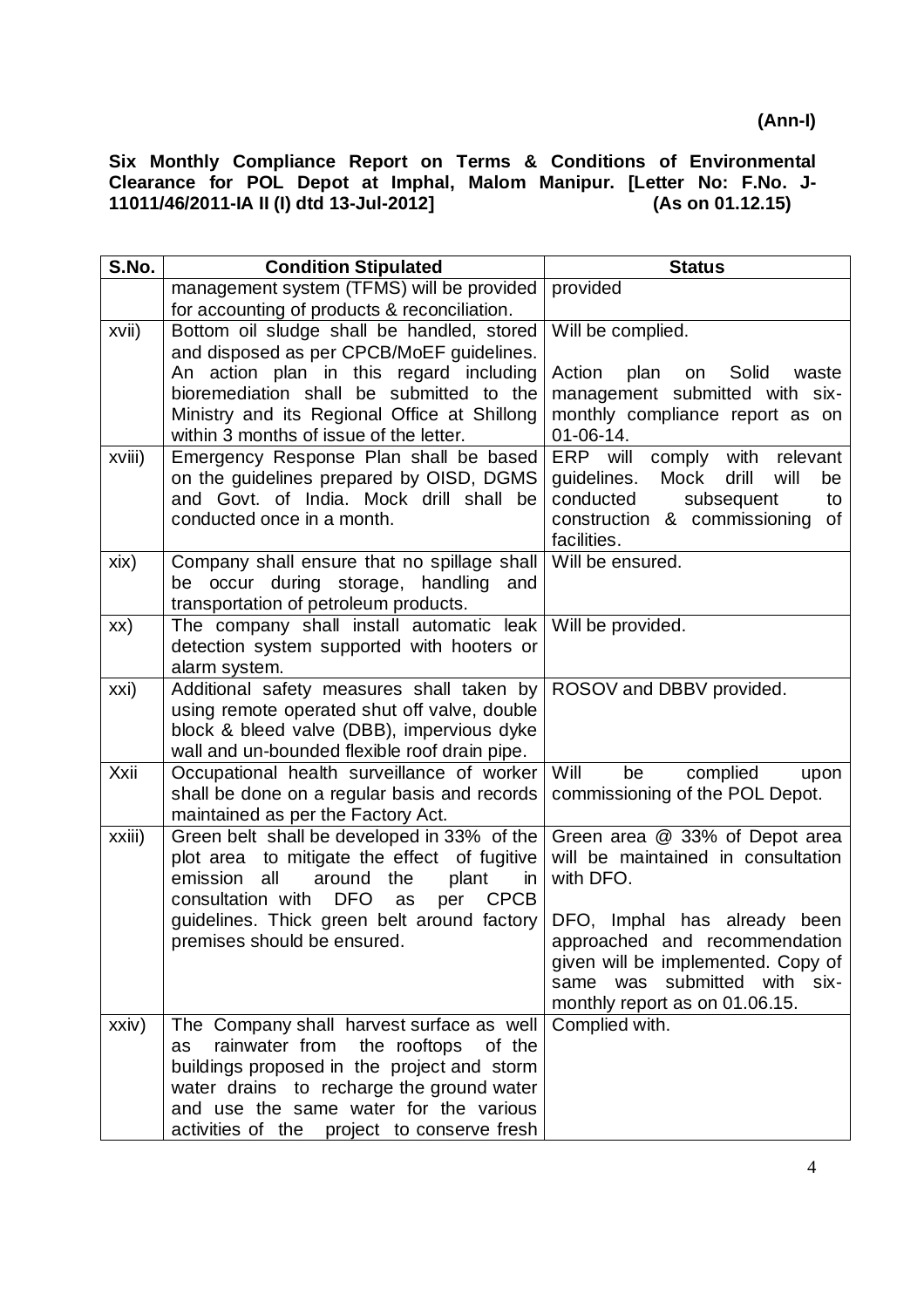**(Ann-I)**

**Six Monthly Compliance Report on Terms & Conditions of Environmental Clearance for POL Depot at Imphal, Malom Manipur. [Letter No: F.No. J-11011/46/2011-IA II (I) dtd 13-Jul-2012] (As on 01.12.15)**

| S.No. | Condition Stipulated | Status |
|---|---|---|
| | management system (TFMS) will be provided for accounting of products & reconciliation. | provided |
| xvii) | Bottom oil sludge shall be handled, stored and disposed as per CPCB/MoEF guidelines. An action plan in this regard including bioremediation shall be submitted to the Ministry and its Regional Office at Shillong within 3 months of issue of the letter. | Will be complied.<br><br>Action plan on Solid waste management submitted with six-monthly compliance report as on 01-06-14. |
| xviii) | Emergency Response Plan shall be based on the guidelines prepared by OISD, DGMS and Govt. of India. Mock drill shall be conducted once in a month. | ERP will comply with relevant guidelines. Mock drill will be conducted subsequent to construction & commissioning of facilities. |
| xix) | Company shall ensure that no spillage shall be occur during storage, handling and transportation of petroleum products. | Will be ensured. |
| xx) | The company shall install automatic leak detection system supported with hooters or alarm system. | Will be provided. |
| xxi) | Additional safety measures shall taken by using remote operated shut off valve, double block & bleed valve (DBB), impervious dyke wall and un-bounded flexible roof drain pipe. | ROSOV and DBBV provided. |
| Xxii | Occupational health surveillance of worker shall be done on a regular basis and records maintained as per the Factory Act. | Will be complied upon commissioning of the POL Depot. |
| xxiii) | Green belt shall be developed in 33% of the plot area to mitigate the effect of fugitive emission all around the plant in consultation with DFO as per CPCB guidelines. Thick green belt around factory premises should be ensured. | Green area @ 33% of Depot area will be maintained in consultation with DFO.<br><br>DFO, Imphal has already been approached and recommendation given will be implemented. Copy of same was submitted with six-monthly report as on 01.06.15. |
| xxiv) | The Company shall harvest surface as well as rainwater from the rooftops of the buildings proposed in the project and storm water drains to recharge the ground water and use the same water for the various activities of the project to conserve fresh | Complied with. |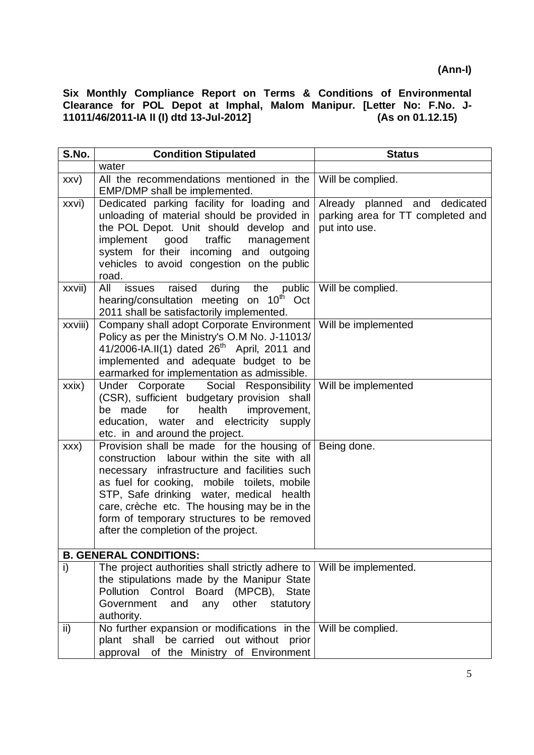**(Ann-I)**

**Six Monthly Compliance Report on Terms & Conditions of Environmental Clearance for POL Depot at Imphal, Malom Manipur. [Letter No: F.No. J-11011/46/2011-IA II (I) dtd 13-Jul-2012] (As on 01.12.15)**

| S.No. | Condition Stipulated | Status |
|---|---|---|
| | water | |
| xxv) | All the recommendations mentioned in the EMP/DMP shall be implemented. | Will be complied. |
| xxvi) | Dedicated parking facility for loading and unloading of material should be provided in the POL Depot. Unit should develop and implement good traffic management system for their incoming and outgoing vehicles to avoid congestion on the public road. | Already planned and dedicated parking area for TT completed and put into use. |
| xxvii) | All issues raised during the public hearing/consultation meeting on 10th Oct 2011 shall be satisfactorily implemented. | Will be complied. |
| xxviii) | Company shall adopt Corporate Environment Policy as per the Ministry's O.M No. J-11013/ 41/2006-IA.II(1) dated 26th April, 2011 and implemented and adequate budget to be earmarked for implementation as admissible. | Will be implemented |
| xxix) | Under Corporate Social Responsibility (CSR), sufficient budgetary provision shall be made for health improvement, education, water and electricity supply etc. in and around the project. | Will be implemented |
| xxx) | Provision shall be made for the housing of construction labour within the site with all necessary infrastructure and facilities such as fuel for cooking, mobile toilets, mobile STP, Safe drinking water, medical health care, crèche etc. The housing may be in the form of temporary structures to be removed after the completion of the project. | Being done. |
| **B. GENERAL CONDITIONS:** | | |
| i) | The project authorities shall strictly adhere to the stipulations made by the Manipur State Pollution Control Board (MPCB), State Government and any other statutory authority. | Will be implemented. |
| ii) | No further expansion or modifications in the plant shall be carried out without prior approval of the Ministry of Environment | Will be complied. |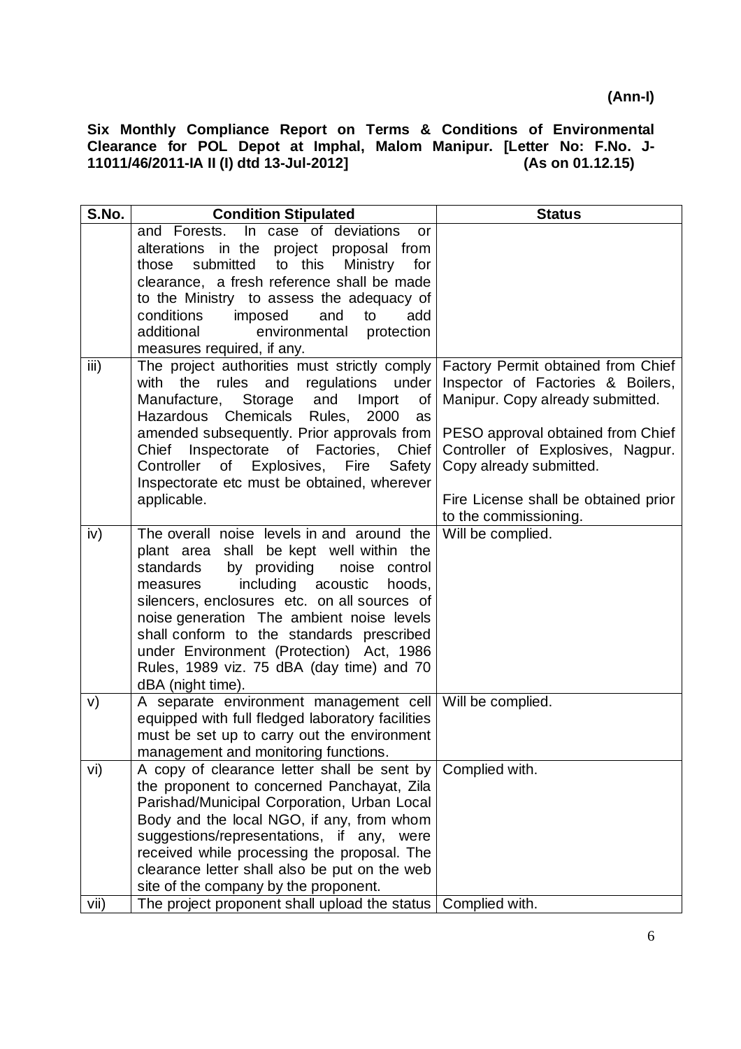**(Ann-I)**

**Six Monthly Compliance Report on Terms & Conditions of Environmental Clearance for POL Depot at Imphal, Malom Manipur. [Letter No: F.No. J-11011/46/2011-IA II (I) dtd 13-Jul-2012] (As on 01.12.15)**

| S.No. | Condition Stipulated | Status |
|---|---|---|
| | and Forests. In case of deviations or alterations in the project proposal from those submitted to this Ministry for clearance, a fresh reference shall be made to the Ministry to assess the adequacy of conditions imposed and to add additional environmental protection measures required, if any. | |
| iii) | The project authorities must strictly comply with the rules and regulations under Manufacture, Storage and Import of Hazardous Chemicals Rules, 2000 as amended subsequently. Prior approvals from Chief Inspectorate of Factories, Chief Controller of Explosives, Fire Safety Inspectorate etc must be obtained, wherever applicable. | Factory Permit obtained from Chief Inspector of Factories & Boilers, Manipur. Copy already submitted.<br><br>PESO approval obtained from Chief Controller of Explosives, Nagpur. Copy already submitted.<br><br>Fire License shall be obtained prior to the commissioning. |
| iv) | The overall noise levels in and around the plant area shall be kept well within the standards by providing noise control measures including acoustic hoods, silencers, enclosures etc. on all sources of noise generation The ambient noise levels shall conform to the standards prescribed under Environment (Protection) Act, 1986 Rules, 1989 viz. 75 dBA (day time) and 70 dBA (night time). | Will be complied. |
| v) | A separate environment management cell equipped with full fledged laboratory facilities must be set up to carry out the environment management and monitoring functions. | Will be complied. |
| vi) | A copy of clearance letter shall be sent by the proponent to concerned Panchayat, Zila Parishad/Municipal Corporation, Urban Local Body and the local NGO, if any, from whom suggestions/representations, if any, were received while processing the proposal. The clearance letter shall also be put on the web site of the company by the proponent. | Complied with. |
| vii) | The project proponent shall upload the status | Complied with. |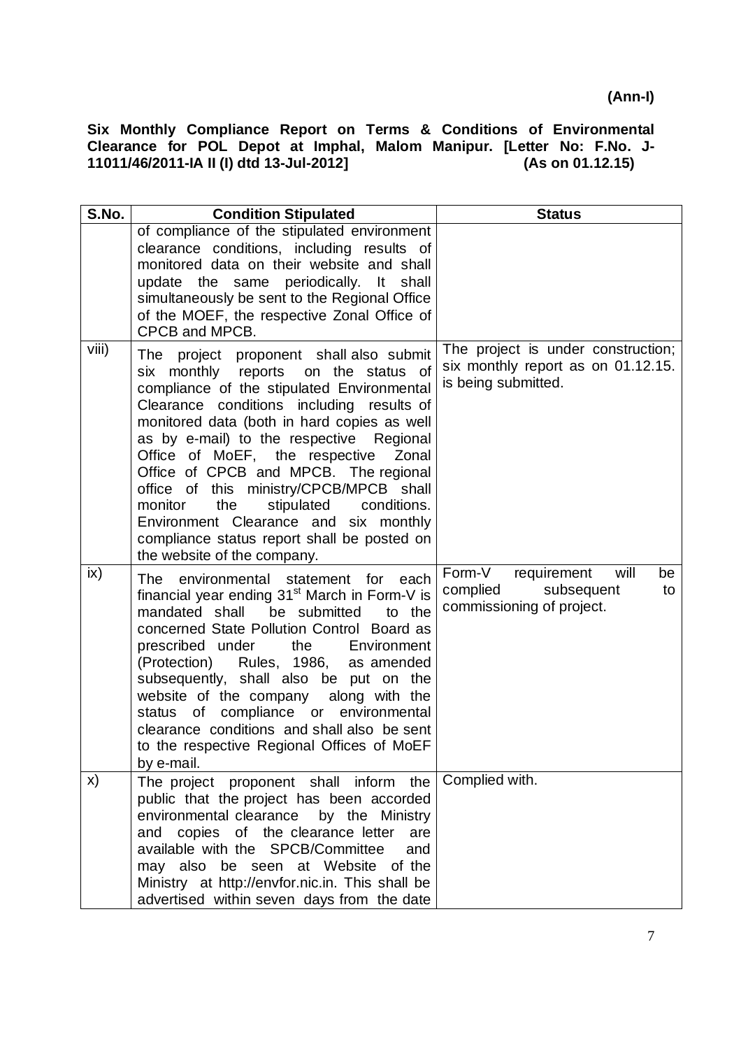**(Ann-I)**

**Six Monthly Compliance Report on Terms & Conditions of Environmental Clearance for POL Depot at Imphal, Malom Manipur. [Letter No: F.No. J-11011/46/2011-IA II (I) dtd 13-Jul-2012] (As on 01.12.15)**

| S.No. | Condition Stipulated | Status |
|---|---|---|
| | of compliance of the stipulated environment clearance conditions, including results of monitored data on their website and shall update the same periodically. It shall simultaneously be sent to the Regional Office of the MOEF, the respective Zonal Office of CPCB and MPCB. | |
| viii) | The project proponent shall also submit six monthly reports on the status of compliance of the stipulated Environmental Clearance conditions including results of monitored data (both in hard copies as well as by e-mail) to the respective Regional Office of MoEF, the respective Zonal Office of CPCB and MPCB. The regional office of this ministry/CPCB/MPCB shall monitor the stipulated conditions. Environment Clearance and six monthly compliance status report shall be posted on the website of the company. | The project is under construction; six monthly report as on 01.12.15. is being submitted. |
| ix) | The environmental statement for each financial year ending 31st March in Form-V is mandated shall be submitted to the concerned State Pollution Control Board as prescribed under the Environment (Protection) Rules, 1986, as amended subsequently, shall also be put on the website of the company along with the status of compliance or environmental clearance conditions and shall also be sent to the respective Regional Offices of MoEF by e-mail. | Form-V requirement will be complied subsequent to commissioning of project. |
| x) | The project proponent shall inform the public that the project has been accorded environmental clearance by the Ministry and copies of the clearance letter are available with the SPCB/Committee and may also be seen at Website of the Ministry at http://envfor.nic.in. This shall be advertised within seven days from the date | Complied with. |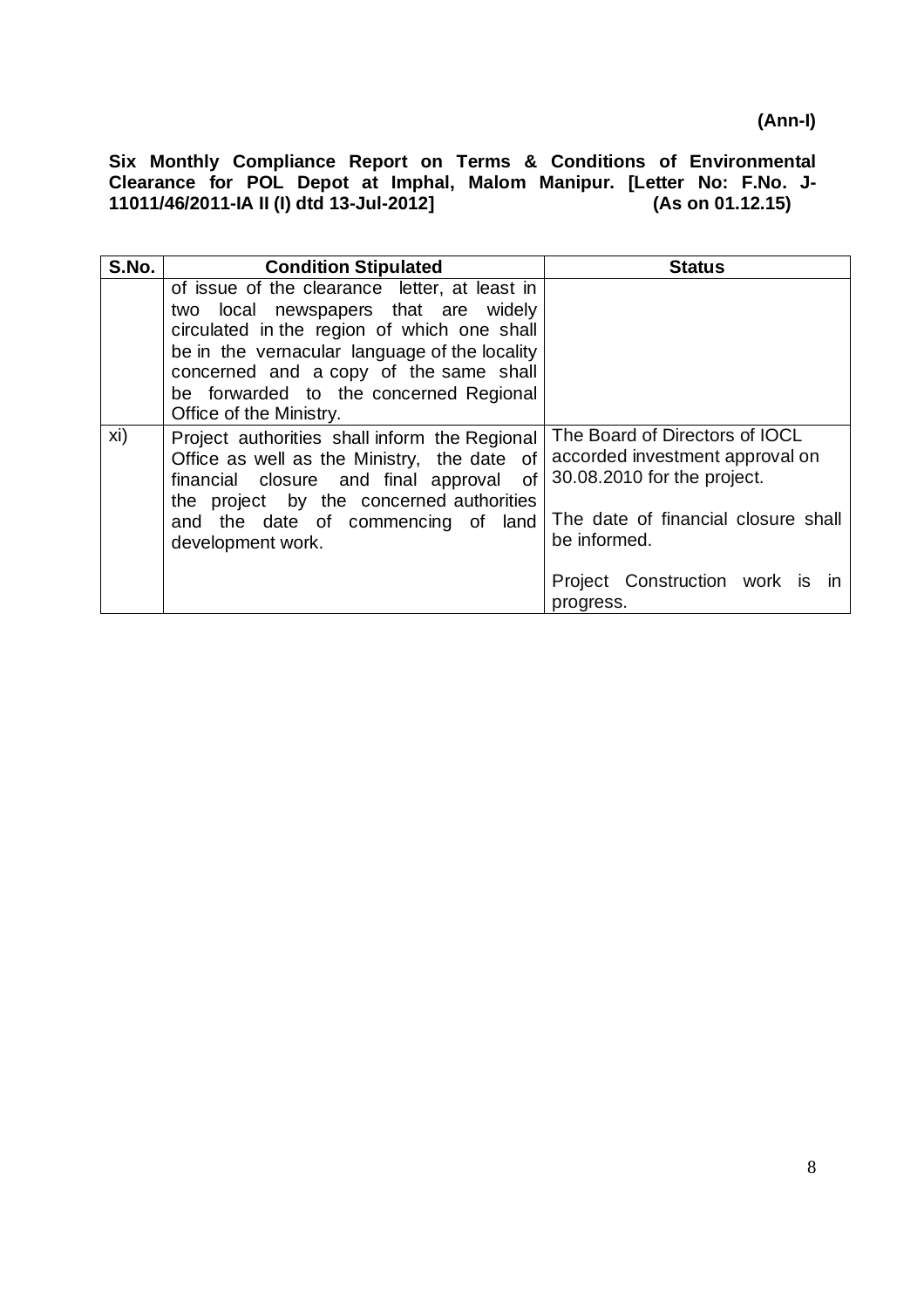**(Ann-I)**

**Six Monthly Compliance Report on Terms & Conditions of Environmental Clearance for POL Depot at Imphal, Malom Manipur. [Letter No: F.No. J-11011/46/2011-IA II (I) dtd 13-Jul-2012] (As on 01.12.15)**

| S.No. | Condition Stipulated | Status |
|---|---|---|
| | of issue of the clearance letter, at least in two local newspapers that are widely circulated in the region of which one shall be in the vernacular language of the locality concerned and a copy of the same shall be forwarded to the concerned Regional Office of the Ministry. | |
| xi) | Project authorities shall inform the Regional Office as well as the Ministry, the date of financial closure and final approval of the project by the concerned authorities and the date of commencing of land development work. | The Board of Directors of IOCL accorded investment approval on 30.08.2010 for the project.<br><br>The date of financial closure shall be informed.<br><br>Project Construction work is in progress. |